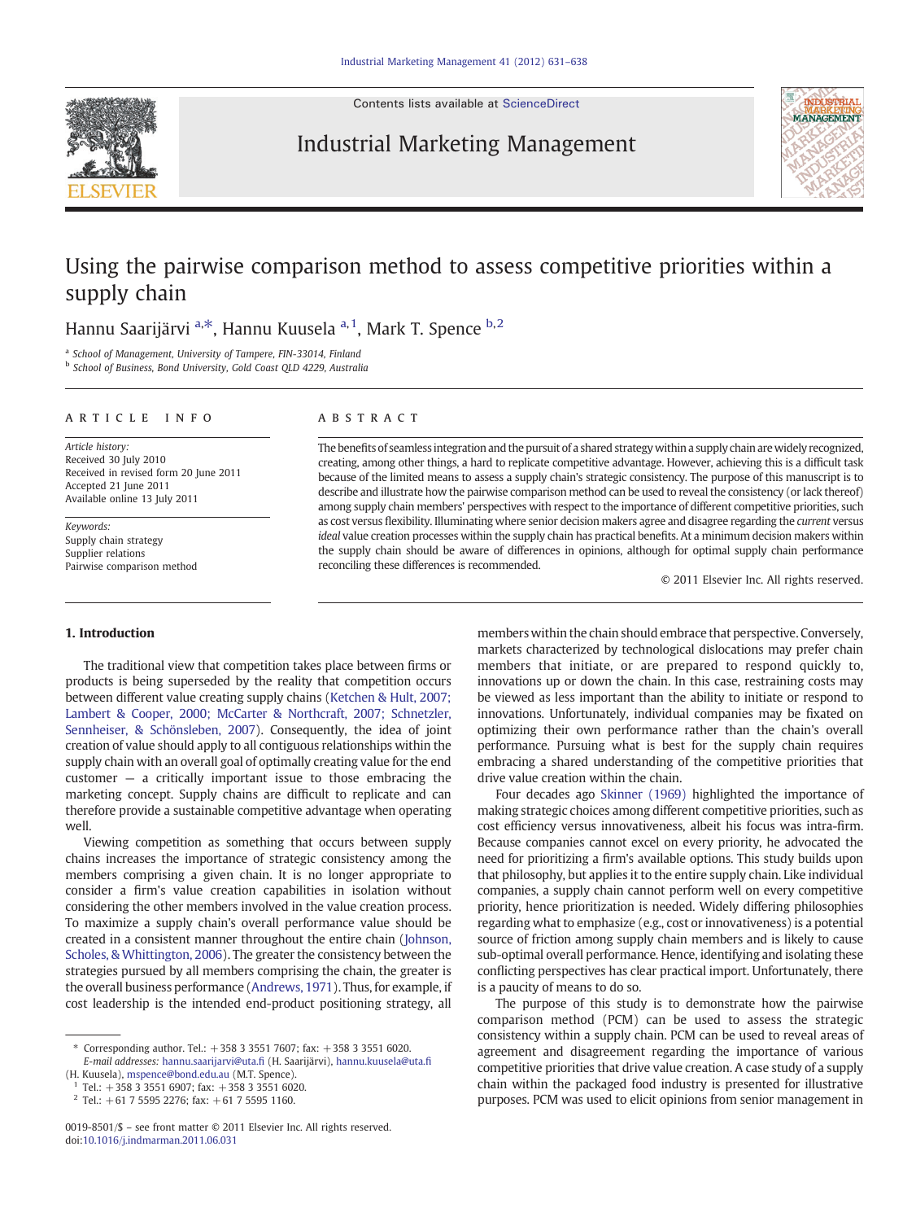Contents lists available at ScienceDirect

Industrial Marketing Management

# Using the pairwise comparison method to assess competitive priorities within a supply chain

Hannu Saarijärvi [a,*], Hannu Kuusela [a,1], Mark T. Spence [b,2]

[a] School of Management, University of Tampere, FIN-33014, Finland

[b] School of Business, Bond University, Gold Coast QLD 4229, Australia

**ARTICLE INFO**

*Article history:*
Received 30 July 2010
Received in revised form 20 June 2011
Accepted 21 June 2011
Available online 13 July 2011

*Keywords:*
Supply chain strategy
Supplier relations
Pairwise comparison method

**ABSTRACT**

The benefits of seamless integration and the pursuit of a shared strategy within a supply chain are widely recognized, creating, among other things, a hard to replicate competitive advantage. However, achieving this is a difficult task because of the limited means to assess a supply chain's strategic consistency. The purpose of this manuscript is to describe and illustrate how the pairwise comparison method can be used to reveal the consistency (or lack thereof) among supply chain members' perspectives with respect to the importance of different competitive priorities, such as cost versus flexibility. Illuminating where senior decision makers agree and disagree regarding the *current* versus *ideal* value creation processes within the supply chain has practical benefits. At a minimum decision makers within the supply chain should be aware of differences in opinions, although for optimal supply chain performance reconciling these differences is recommended.

© 2011 Elsevier Inc. All rights reserved.

## 1. Introduction

The traditional view that competition takes place between firms or products is being superseded by the reality that competition occurs between different value creating supply chains (Ketchen & Hult, 2007; Lambert & Cooper, 2000; McCarter & Northcraft, 2007; Schnetzler, Sennheiser, & Schönsleben, 2007). Consequently, the idea of joint creation of value should apply to all contiguous relationships within the supply chain with an overall goal of optimally creating value for the end customer — a critically important issue to those embracing the marketing concept. Supply chains are difficult to replicate and can therefore provide a sustainable competitive advantage when operating well.

Viewing competition as something that occurs between supply chains increases the importance of strategic consistency among the members comprising a given chain. It is no longer appropriate to consider a firm's value creation capabilities in isolation without considering the other members involved in the value creation process. To maximize a supply chain's overall performance value should be created in a consistent manner throughout the entire chain (Johnson, Scholes, & Whittington, 2006). The greater the consistency between the strategies pursued by all members comprising the chain, the greater is the overall business performance (Andrews, 1971). Thus, for example, if cost leadership is the intended end-product positioning strategy, all members within the chain should embrace that perspective. Conversely, markets characterized by technological dislocations may prefer chain members that initiate, or are prepared to respond quickly to, innovations up or down the chain. In this case, restraining costs may be viewed as less important than the ability to initiate or respond to innovations. Unfortunately, individual companies may be fixated on optimizing their own performance rather than the chain's overall performance. Pursuing what is best for the supply chain requires embracing a shared understanding of the competitive priorities that drive value creation within the chain.

Four decades ago Skinner (1969) highlighted the importance of making strategic choices among different competitive priorities, such as cost efficiency versus innovativeness, albeit his focus was intra-firm. Because companies cannot excel on every priority, he advocated the need for prioritizing a firm's available options. This study builds upon that philosophy, but applies it to the entire supply chain. Like individual companies, a supply chain cannot perform well on every competitive priority, hence prioritization is needed. Widely differing philosophies regarding what to emphasize (e.g., cost or innovativeness) is a potential source of friction among supply chain members and is likely to cause sub-optimal overall performance. Hence, identifying and isolating these conflicting perspectives has clear practical import. Unfortunately, there is a paucity of means to do so.

The purpose of this study is to demonstrate how the pairwise comparison method (PCM) can be used to assess the strategic consistency within a supply chain. PCM can be used to reveal areas of agreement and disagreement regarding the importance of various competitive priorities that drive value creation. A case study of a supply chain within the packaged food industry is presented for illustrative purposes. PCM was used to elicit opinions from senior management in

---

* Corresponding author. Tel.: +358 3 3551 7607; fax: +358 3 3551 6020.
*E-mail addresses:* hannu.saarijarvi@uta.fi (H. Saarijärvi), hannu.kuusela@uta.fi (H. Kuusela), mspence@bond.edu.au (M.T. Spence).

[1] Tel.: +358 3 3551 6907; fax: +358 3 3551 6020.

[2] Tel.: +61 7 5595 2276; fax: +61 7 5595 1160.

0019-8501/$ – see front matter © 2011 Elsevier Inc. All rights reserved.
doi:10.1016/j.indmarman.2011.06.031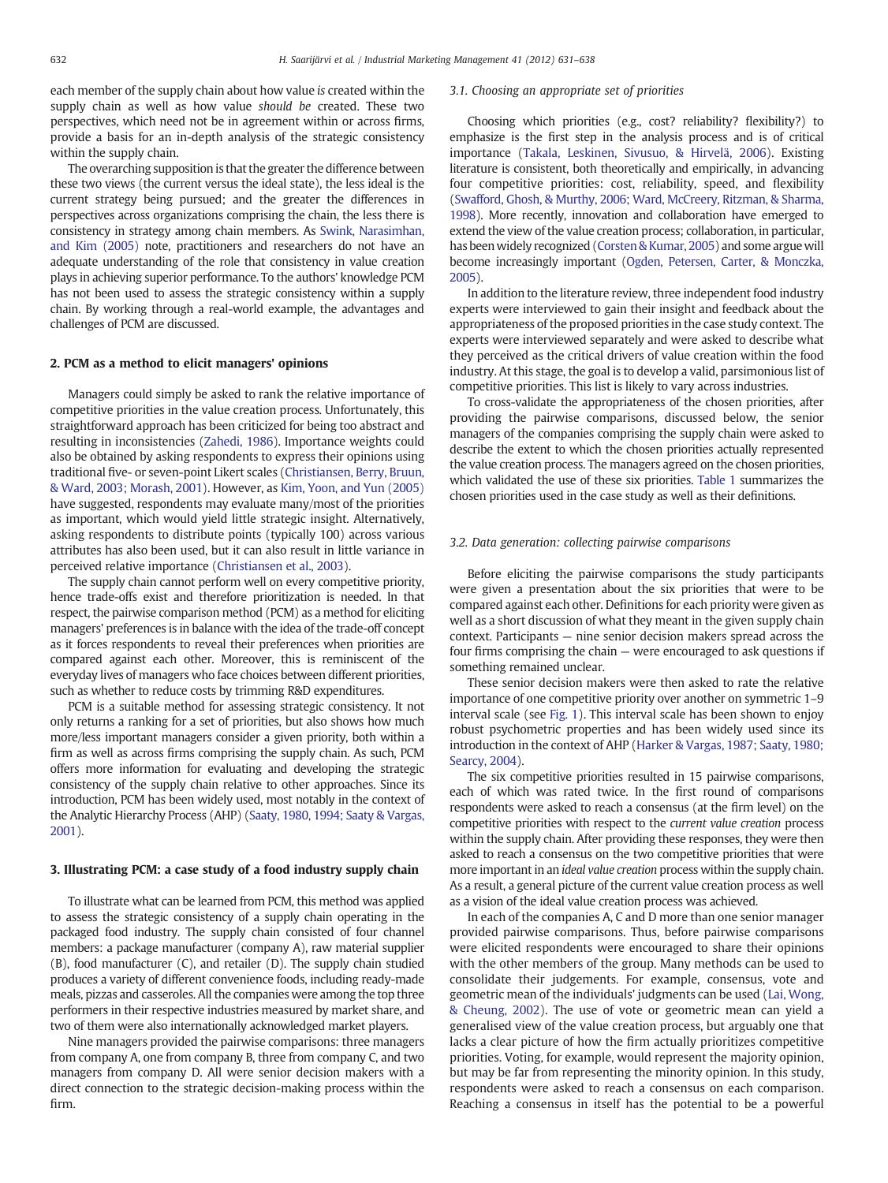each member of the supply chain about how value *is* created within the supply chain as well as how value *should be* created. These two perspectives, which need not be in agreement within or across firms, provide a basis for an in-depth analysis of the strategic consistency within the supply chain.

The overarching supposition is that the greater the difference between these two views (the current versus the ideal state), the less ideal is the current strategy being pursued; and the greater the differences in perspectives across organizations comprising the chain, the less there is consistency in strategy among chain members. As Swink, Narasimhan, and Kim (2005) note, practitioners and researchers do not have an adequate understanding of the role that consistency in value creation plays in achieving superior performance. To the authors' knowledge PCM has not been used to assess the strategic consistency within a supply chain. By working through a real-world example, the advantages and challenges of PCM are discussed.

## 2. PCM as a method to elicit managers' opinions

Managers could simply be asked to rank the relative importance of competitive priorities in the value creation process. Unfortunately, this straightforward approach has been criticized for being too abstract and resulting in inconsistencies (Zahedi, 1986). Importance weights could also be obtained by asking respondents to express their opinions using traditional five- or seven-point Likert scales (Christiansen, Berry, Bruun, & Ward, 2003; Morash, 2001). However, as Kim, Yoon, and Yun (2005) have suggested, respondents may evaluate many/most of the priorities as important, which would yield little strategic insight. Alternatively, asking respondents to distribute points (typically 100) across various attributes has also been used, but it can also result in little variance in perceived relative importance (Christiansen et al., 2003).

The supply chain cannot perform well on every competitive priority, hence trade-offs exist and therefore prioritization is needed. In that respect, the pairwise comparison method (PCM) as a method for eliciting managers' preferences is in balance with the idea of the trade-off concept as it forces respondents to reveal their preferences when priorities are compared against each other. Moreover, this is reminiscent of the everyday lives of managers who face choices between different priorities, such as whether to reduce costs by trimming R&D expenditures.

PCM is a suitable method for assessing strategic consistency. It not only returns a ranking for a set of priorities, but also shows how much more/less important managers consider a given priority, both within a firm as well as across firms comprising the supply chain. As such, PCM offers more information for evaluating and developing the strategic consistency of the supply chain relative to other approaches. Since its introduction, PCM has been widely used, most notably in the context of the Analytic Hierarchy Process (AHP) (Saaty, 1980, 1994; Saaty & Vargas, 2001).

## 3. Illustrating PCM: a case study of a food industry supply chain

To illustrate what can be learned from PCM, this method was applied to assess the strategic consistency of a supply chain operating in the packaged food industry. The supply chain consisted of four channel members: a package manufacturer (company A), raw material supplier (B), food manufacturer (C), and retailer (D). The supply chain studied produces a variety of different convenience foods, including ready-made meals, pizzas and casseroles. All the companies were among the top three performers in their respective industries measured by market share, and two of them were also internationally acknowledged market players.

Nine managers provided the pairwise comparisons: three managers from company A, one from company B, three from company C, and two managers from company D. All were senior decision makers with a direct connection to the strategic decision-making process within the firm.

### 3.1. Choosing an appropriate set of priorities

Choosing which priorities (e.g., cost? reliability? flexibility?) to emphasize is the first step in the analysis process and is of critical importance (Takala, Leskinen, Sivusuo, & Hirvelä, 2006). Existing literature is consistent, both theoretically and empirically, in advancing four competitive priorities: cost, reliability, speed, and flexibility (Swafford, Ghosh, & Murthy, 2006; Ward, McCreery, Ritzman, & Sharma, 1998). More recently, innovation and collaboration have emerged to extend the view of the value creation process; collaboration, in particular, has been widely recognized (Corsten & Kumar, 2005) and some argue will become increasingly important (Ogden, Petersen, Carter, & Monczka, 2005).

In addition to the literature review, three independent food industry experts were interviewed to gain their insight and feedback about the appropriateness of the proposed priorities in the case study context. The experts were interviewed separately and were asked to describe what they perceived as the critical drivers of value creation within the food industry. At this stage, the goal is to develop a valid, parsimonious list of competitive priorities. This list is likely to vary across industries.

To cross-validate the appropriateness of the chosen priorities, after providing the pairwise comparisons, discussed below, the senior managers of the companies comprising the supply chain were asked to describe the extent to which the chosen priorities actually represented the value creation process. The managers agreed on the chosen priorities, which validated the use of these six priorities. Table 1 summarizes the chosen priorities used in the case study as well as their definitions.

### 3.2. Data generation: collecting pairwise comparisons

Before eliciting the pairwise comparisons the study participants were given a presentation about the six priorities that were to be compared against each other. Definitions for each priority were given as well as a short discussion of what they meant in the given supply chain context. Participants — nine senior decision makers spread across the four firms comprising the chain — were encouraged to ask questions if something remained unclear.

These senior decision makers were then asked to rate the relative importance of one competitive priority over another on symmetric 1–9 interval scale (see Fig. 1). This interval scale has been shown to enjoy robust psychometric properties and has been widely used since its introduction in the context of AHP (Harker & Vargas, 1987; Saaty, 1980; Searcy, 2004).

The six competitive priorities resulted in 15 pairwise comparisons, each of which was rated twice. In the first round of comparisons respondents were asked to reach a consensus (at the firm level) on the competitive priorities with respect to the *current value creation* process within the supply chain. After providing these responses, they were then asked to reach a consensus on the two competitive priorities that were more important in an *ideal value creation* process within the supply chain. As a result, a general picture of the current value creation process as well as a vision of the ideal value creation process was achieved.

In each of the companies A, C and D more than one senior manager provided pairwise comparisons. Thus, before pairwise comparisons were elicited respondents were encouraged to share their opinions with the other members of the group. Many methods can be used to consolidate their judgements. For example, consensus, vote and geometric mean of the individuals' judgments can be used (Lai, Wong, & Cheung, 2002). The use of vote or geometric mean can yield a generalised view of the value creation process, but arguably one that lacks a clear picture of how the firm actually prioritizes competitive priorities. Voting, for example, would represent the majority opinion, but may be far from representing the minority opinion. In this study, respondents were asked to reach a consensus on each comparison. Reaching a consensus in itself has the potential to be a powerful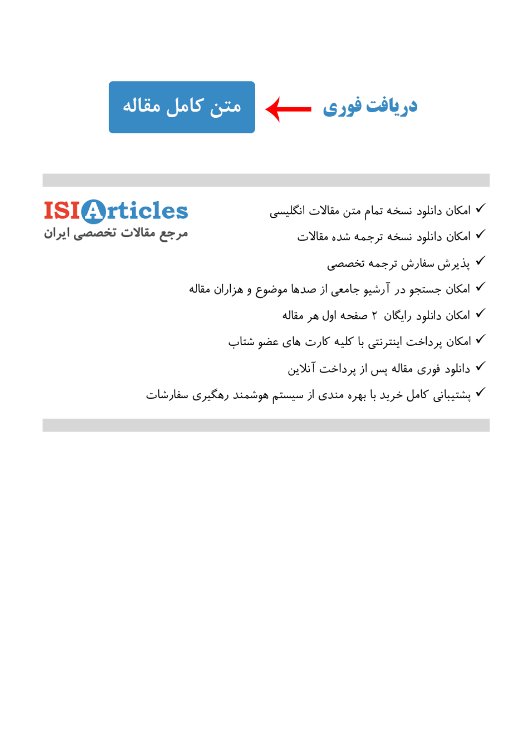دریافت فوری ← متن کامل مقاله

**ISIArticles**
مرجع مقالات تخصصی ایران

- ✓ امکان دانلود نسخه تمام متن مقالات انگلیسی
- ✓ امکان دانلود نسخه ترجمه شده مقالات
- ✓ پذیرش سفارش ترجمه تخصصی
- ✓ امکان جستجو در آرشیو جامعی از صدها موضوع و هزاران مقاله
- ✓ امکان دانلود رایگان ۲ صفحه اول هر مقاله
- ✓ امکان پرداخت اینترنتی با کلیه کارت های عضو شتاب
- ✓ دانلود فوری مقاله پس از پرداخت آنلاین
- ✓ پشتیبانی کامل خرید با بهره مندی از سیستم هوشمند رهگیری سفارشات